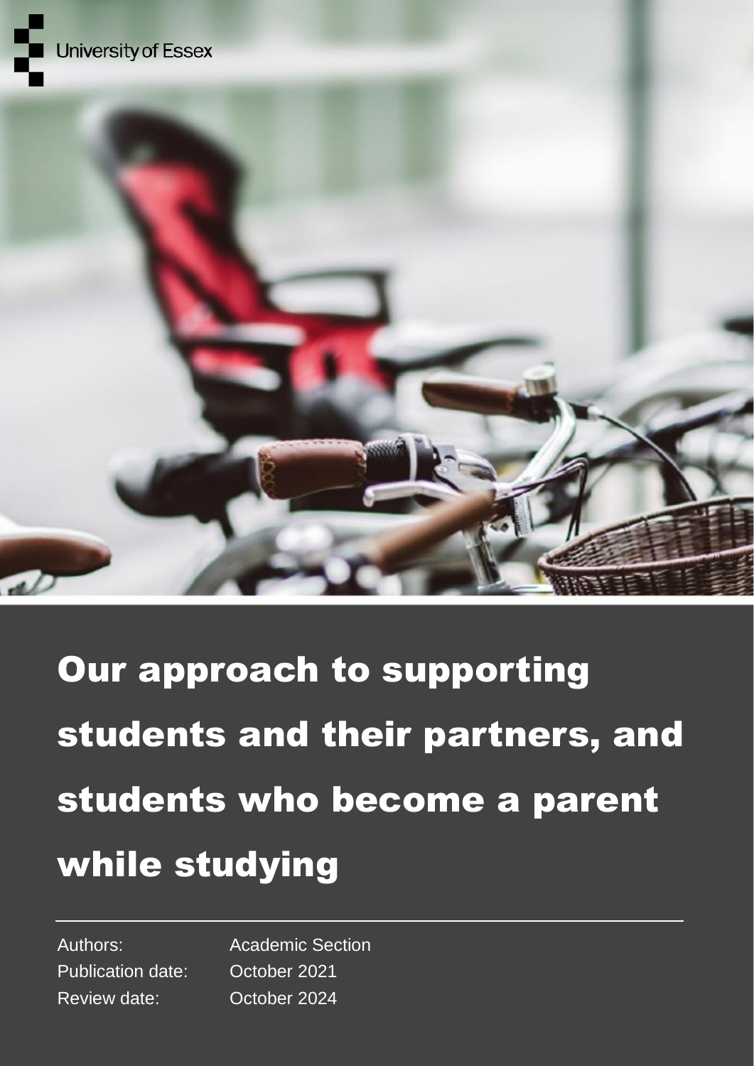University of Essex

# Our approach to supporting students and their partners, and students who become a parent while studying

| | |
|---|---|
| Authors: | Academic Section |
| Publication date: | October 2021 |
| Review date: | October 2024 |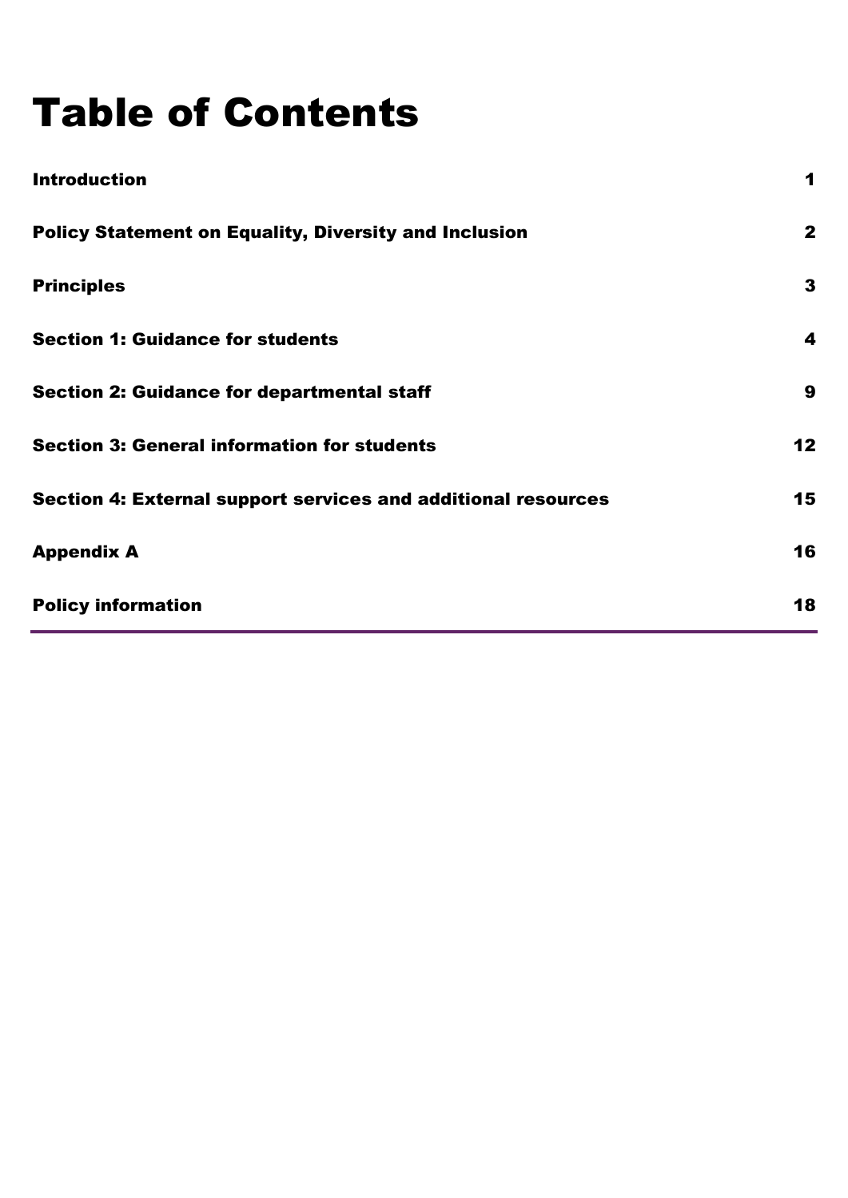# Table of Contents

| | |
|---|---|
| **Introduction** | **1** |
| **Policy Statement on Equality, Diversity and Inclusion** | **2** |
| **Principles** | **3** |
| **Section 1: Guidance for students** | **4** |
| **Section 2: Guidance for departmental staff** | **9** |
| **Section 3: General information for students** | **12** |
| **Section 4: External support services and additional resources** | **15** |
| **Appendix A** | **16** |
| **Policy information** | **18** |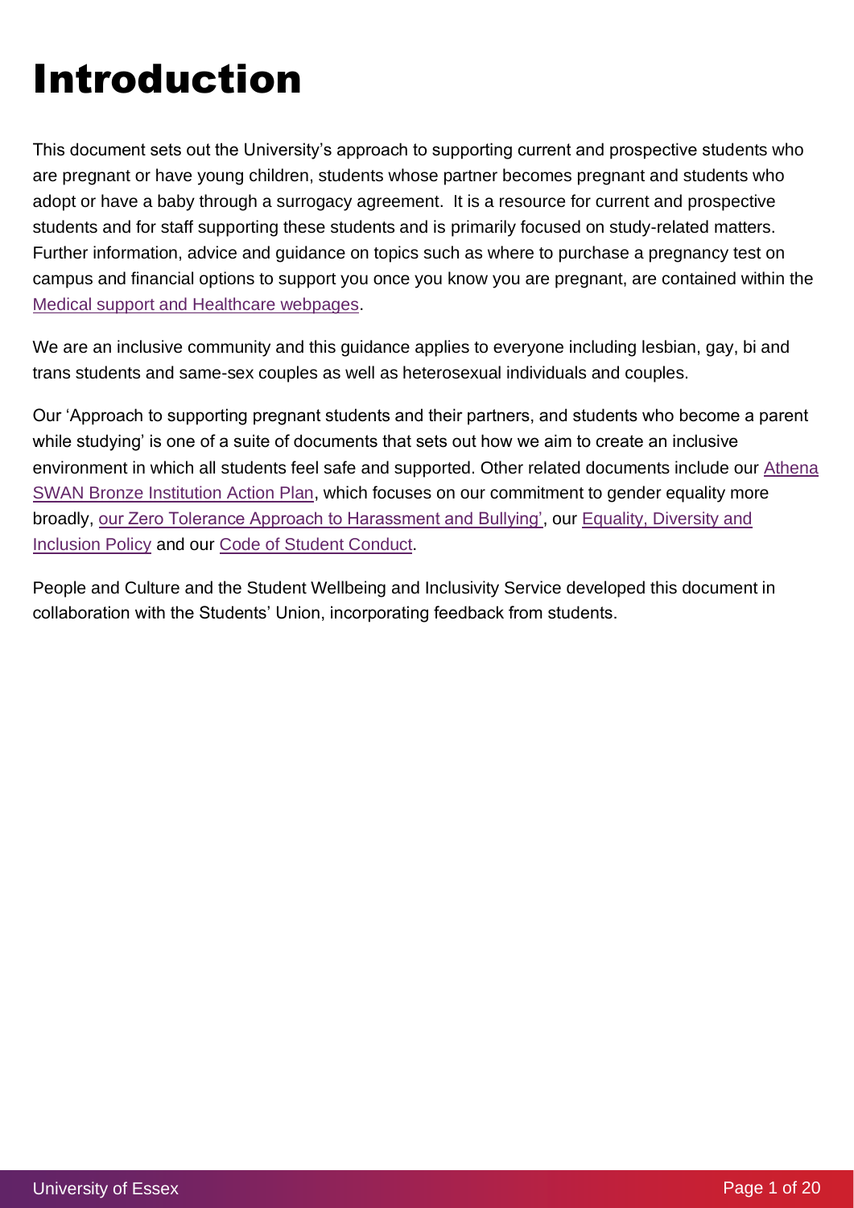# Introduction

This document sets out the University's approach to supporting current and prospective students who are pregnant or have young children, students whose partner becomes pregnant and students who adopt or have a baby through a surrogacy agreement. It is a resource for current and prospective students and for staff supporting these students and is primarily focused on study-related matters. Further information, advice and guidance on topics such as where to purchase a pregnancy test on campus and financial options to support you once you know you are pregnant, are contained within the Medical support and Healthcare webpages.

We are an inclusive community and this guidance applies to everyone including lesbian, gay, bi and trans students and same-sex couples as well as heterosexual individuals and couples.

Our 'Approach to supporting pregnant students and their partners, and students who become a parent while studying' is one of a suite of documents that sets out how we aim to create an inclusive environment in which all students feel safe and supported. Other related documents include our Athena SWAN Bronze Institution Action Plan, which focuses on our commitment to gender equality more broadly, our Zero Tolerance Approach to Harassment and Bullying', our Equality, Diversity and Inclusion Policy and our Code of Student Conduct.

People and Culture and the Student Wellbeing and Inclusivity Service developed this document in collaboration with the Students' Union, incorporating feedback from students.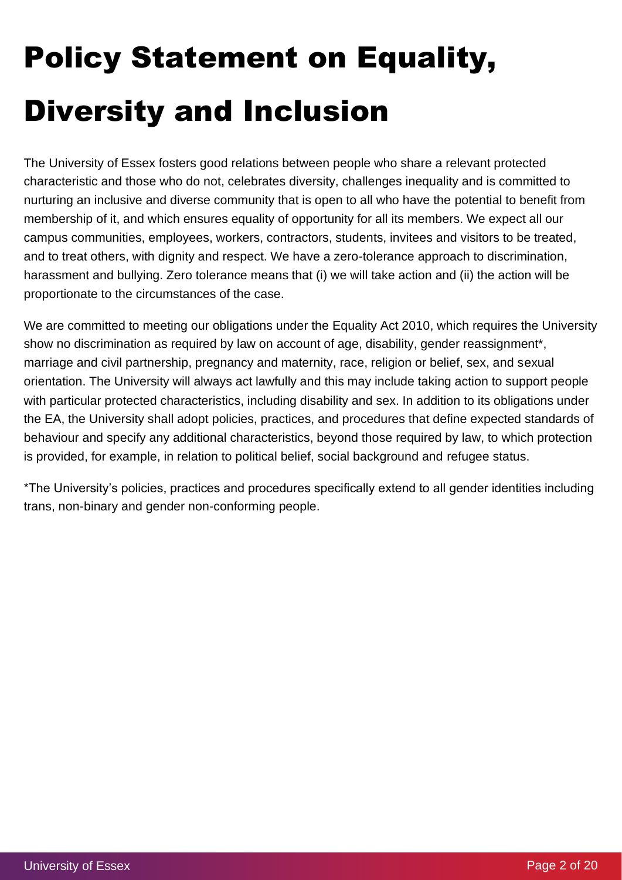# Policy Statement on Equality, Diversity and Inclusion

The University of Essex fosters good relations between people who share a relevant protected characteristic and those who do not, celebrates diversity, challenges inequality and is committed to nurturing an inclusive and diverse community that is open to all who have the potential to benefit from membership of it, and which ensures equality of opportunity for all its members. We expect all our campus communities, employees, workers, contractors, students, invitees and visitors to be treated, and to treat others, with dignity and respect. We have a zero-tolerance approach to discrimination, harassment and bullying. Zero tolerance means that (i) we will take action and (ii) the action will be proportionate to the circumstances of the case.

We are committed to meeting our obligations under the Equality Act 2010, which requires the University show no discrimination as required by law on account of age, disability, gender reassignment*, marriage and civil partnership, pregnancy and maternity, race, religion or belief, sex, and sexual orientation. The University will always act lawfully and this may include taking action to support people with particular protected characteristics, including disability and sex. In addition to its obligations under the EA, the University shall adopt policies, practices, and procedures that define expected standards of behaviour and specify any additional characteristics, beyond those required by law, to which protection is provided, for example, in relation to political belief, social background and refugee status.

*The University's policies, practices and procedures specifically extend to all gender identities including trans, non-binary and gender non-conforming people.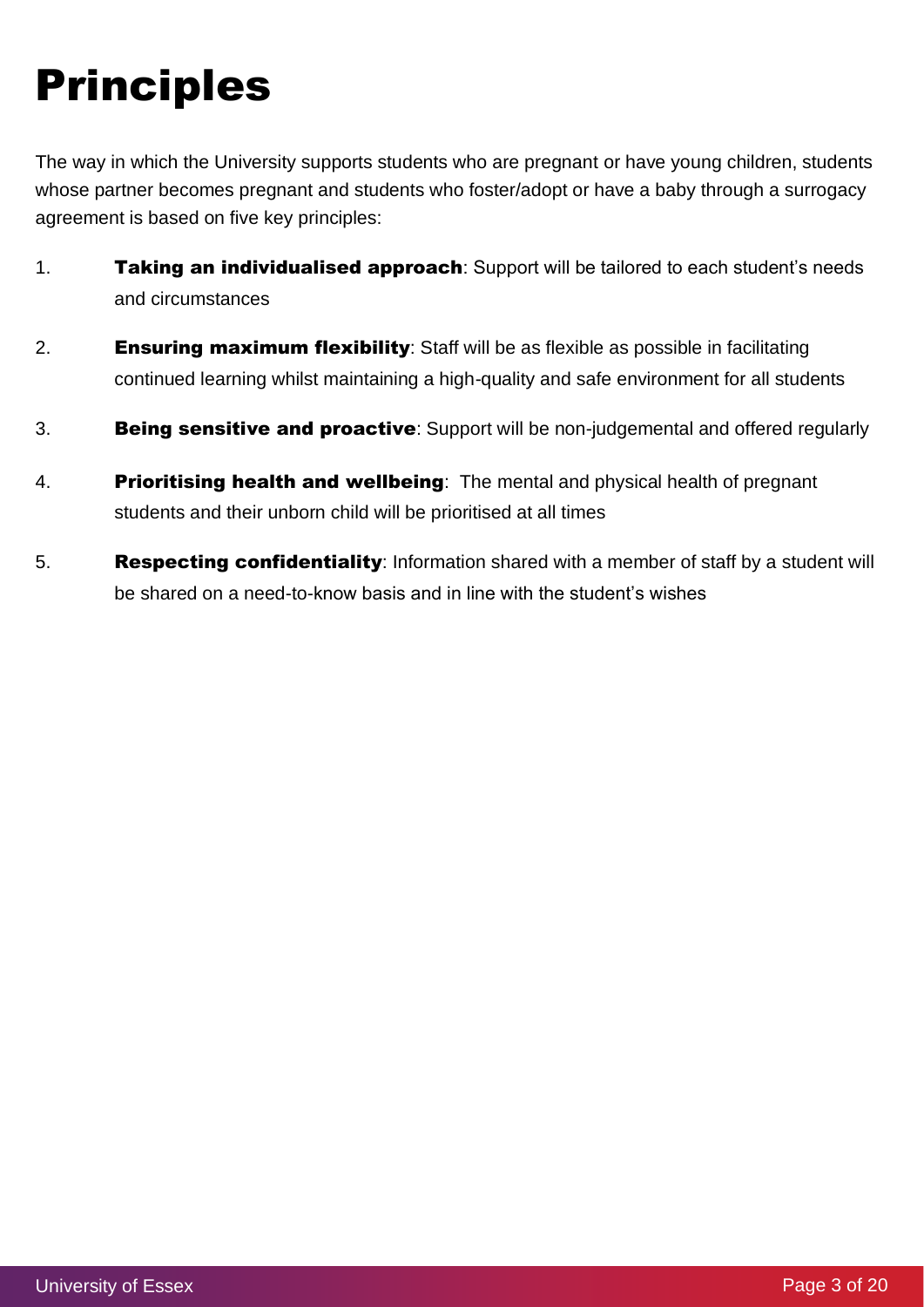# Principles

The way in which the University supports students who are pregnant or have young children, students whose partner becomes pregnant and students who foster/adopt or have a baby through a surrogacy agreement is based on five key principles:

1. **Taking an individualised approach**: Support will be tailored to each student's needs and circumstances
2. **Ensuring maximum flexibility**: Staff will be as flexible as possible in facilitating continued learning whilst maintaining a high-quality and safe environment for all students
3. **Being sensitive and proactive**: Support will be non-judgemental and offered regularly
4. **Prioritising health and wellbeing**: The mental and physical health of pregnant students and their unborn child will be prioritised at all times
5. **Respecting confidentiality**: Information shared with a member of staff by a student will be shared on a need-to-know basis and in line with the student's wishes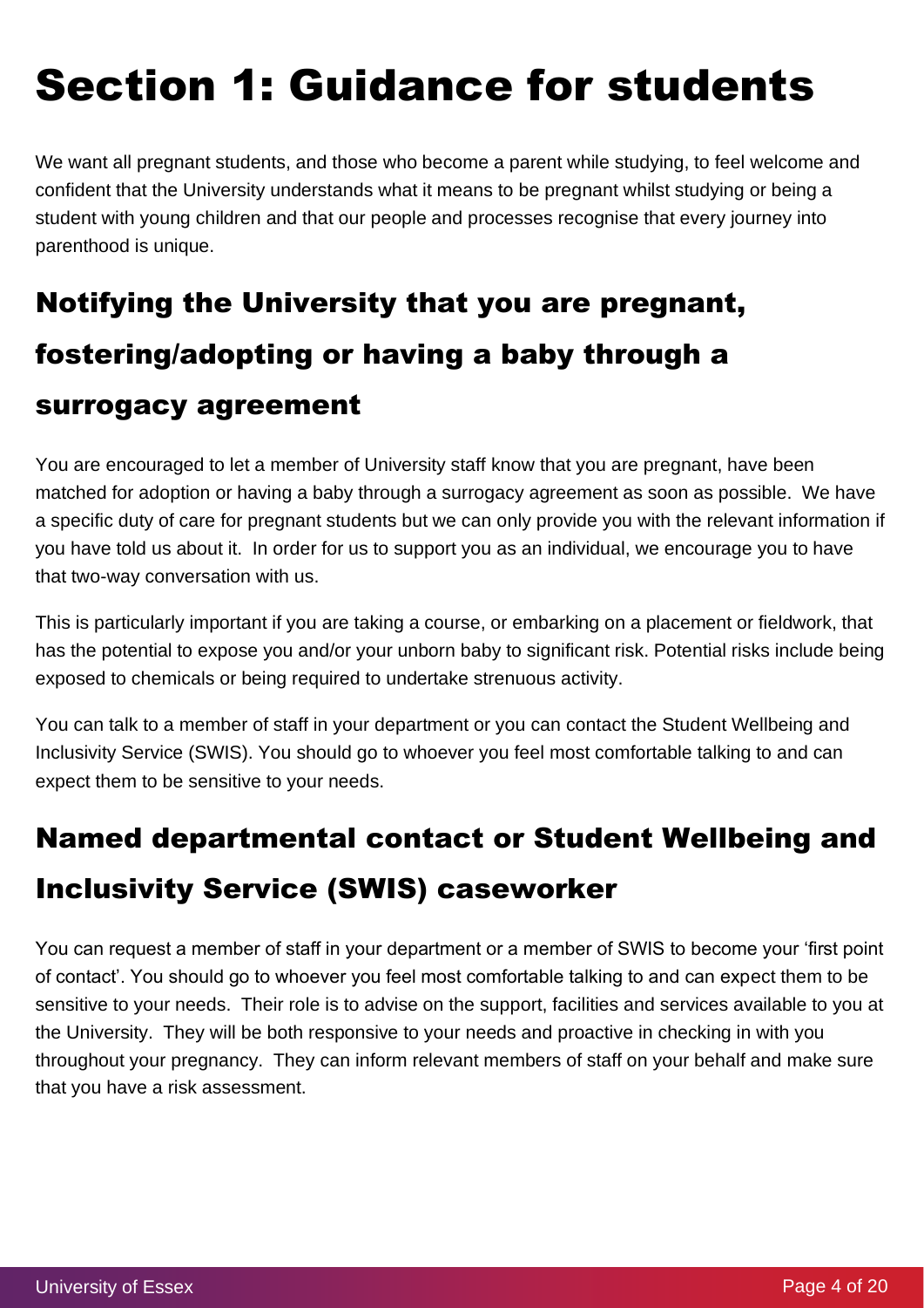# Section 1: Guidance for students

We want all pregnant students, and those who become a parent while studying, to feel welcome and confident that the University understands what it means to be pregnant whilst studying or being a student with young children and that our people and processes recognise that every journey into parenthood is unique.

## Notifying the University that you are pregnant, fostering/adopting or having a baby through a surrogacy agreement

You are encouraged to let a member of University staff know that you are pregnant, have been matched for adoption or having a baby through a surrogacy agreement as soon as possible. We have a specific duty of care for pregnant students but we can only provide you with the relevant information if you have told us about it. In order for us to support you as an individual, we encourage you to have that two-way conversation with us.

This is particularly important if you are taking a course, or embarking on a placement or fieldwork, that has the potential to expose you and/or your unborn baby to significant risk. Potential risks include being exposed to chemicals or being required to undertake strenuous activity.

You can talk to a member of staff in your department or you can contact the Student Wellbeing and Inclusivity Service (SWIS). You should go to whoever you feel most comfortable talking to and can expect them to be sensitive to your needs.

## Named departmental contact or Student Wellbeing and Inclusivity Service (SWIS) caseworker

You can request a member of staff in your department or a member of SWIS to become your 'first point of contact'. You should go to whoever you feel most comfortable talking to and can expect them to be sensitive to your needs. Their role is to advise on the support, facilities and services available to you at the University. They will be both responsive to your needs and proactive in checking in with you throughout your pregnancy. They can inform relevant members of staff on your behalf and make sure that you have a risk assessment.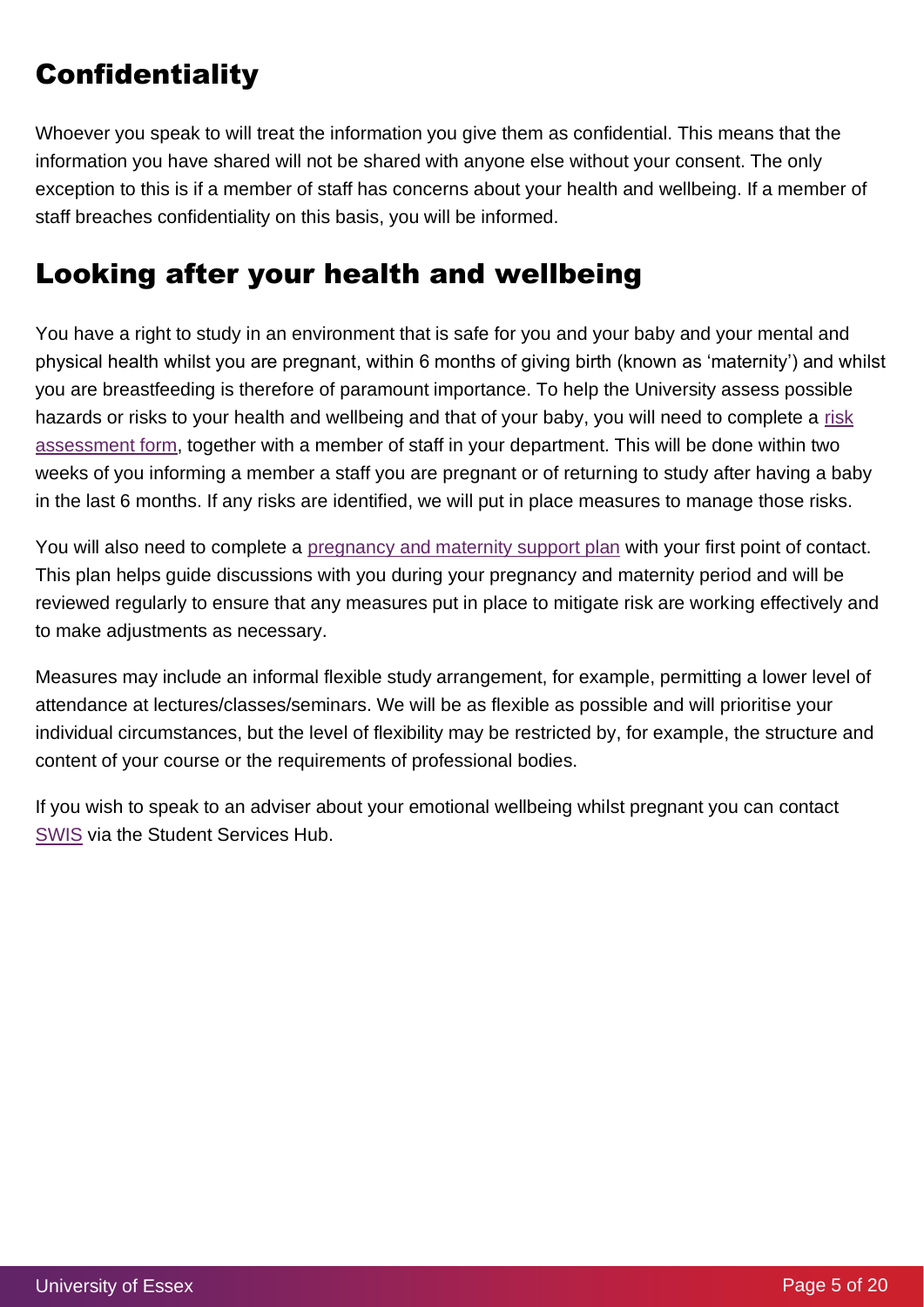## Confidentiality

Whoever you speak to will treat the information you give them as confidential. This means that the information you have shared will not be shared with anyone else without your consent. The only exception to this is if a member of staff has concerns about your health and wellbeing. If a member of staff breaches confidentiality on this basis, you will be informed.

## Looking after your health and wellbeing

You have a right to study in an environment that is safe for you and your baby and your mental and physical health whilst you are pregnant, within 6 months of giving birth (known as 'maternity') and whilst you are breastfeeding is therefore of paramount importance. To help the University assess possible hazards or risks to your health and wellbeing and that of your baby, you will need to complete a risk assessment form, together with a member of staff in your department. This will be done within two weeks of you informing a member a staff you are pregnant or of returning to study after having a baby in the last 6 months. If any risks are identified, we will put in place measures to manage those risks.

You will also need to complete a pregnancy and maternity support plan with your first point of contact. This plan helps guide discussions with you during your pregnancy and maternity period and will be reviewed regularly to ensure that any measures put in place to mitigate risk are working effectively and to make adjustments as necessary.

Measures may include an informal flexible study arrangement, for example, permitting a lower level of attendance at lectures/classes/seminars. We will be as flexible as possible and will prioritise your individual circumstances, but the level of flexibility may be restricted by, for example, the structure and content of your course or the requirements of professional bodies.

If you wish to speak to an adviser about your emotional wellbeing whilst pregnant you can contact SWIS via the Student Services Hub.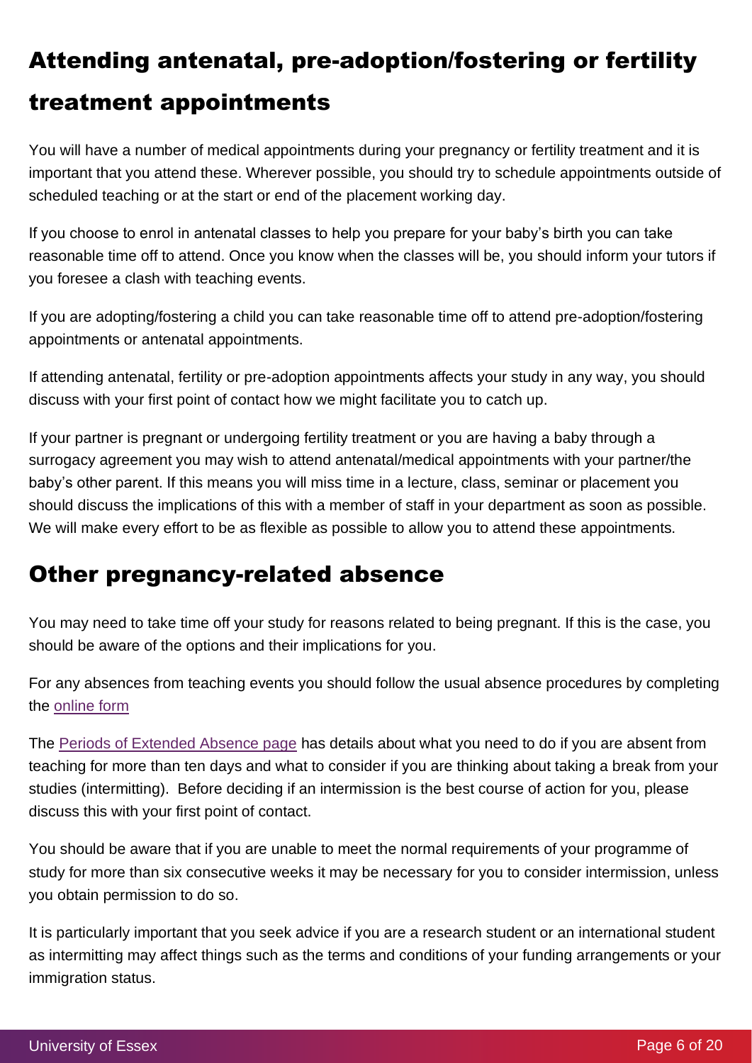## Attending antenatal, pre-adoption/fostering or fertility treatment appointments

You will have a number of medical appointments during your pregnancy or fertility treatment and it is important that you attend these. Wherever possible, you should try to schedule appointments outside of scheduled teaching or at the start or end of the placement working day.

If you choose to enrol in antenatal classes to help you prepare for your baby's birth you can take reasonable time off to attend. Once you know when the classes will be, you should inform your tutors if you foresee a clash with teaching events.

If you are adopting/fostering a child you can take reasonable time off to attend pre-adoption/fostering appointments or antenatal appointments.

If attending antenatal, fertility or pre-adoption appointments affects your study in any way, you should discuss with your first point of contact how we might facilitate you to catch up.

If your partner is pregnant or undergoing fertility treatment or you are having a baby through a surrogacy agreement you may wish to attend antenatal/medical appointments with your partner/the baby's other parent. If this means you will miss time in a lecture, class, seminar or placement you should discuss the implications of this with a member of staff in your department as soon as possible. We will make every effort to be as flexible as possible to allow you to attend these appointments.

## Other pregnancy-related absence

You may need to take time off your study for reasons related to being pregnant. If this is the case, you should be aware of the options and their implications for you.

For any absences from teaching events you should follow the usual absence procedures by completing the online form

The Periods of Extended Absence page has details about what you need to do if you are absent from teaching for more than ten days and what to consider if you are thinking about taking a break from your studies (intermitting). Before deciding if an intermission is the best course of action for you, please discuss this with your first point of contact.

You should be aware that if you are unable to meet the normal requirements of your programme of study for more than six consecutive weeks it may be necessary for you to consider intermission, unless you obtain permission to do so.

It is particularly important that you seek advice if you are a research student or an international student as intermitting may affect things such as the terms and conditions of your funding arrangements or your immigration status.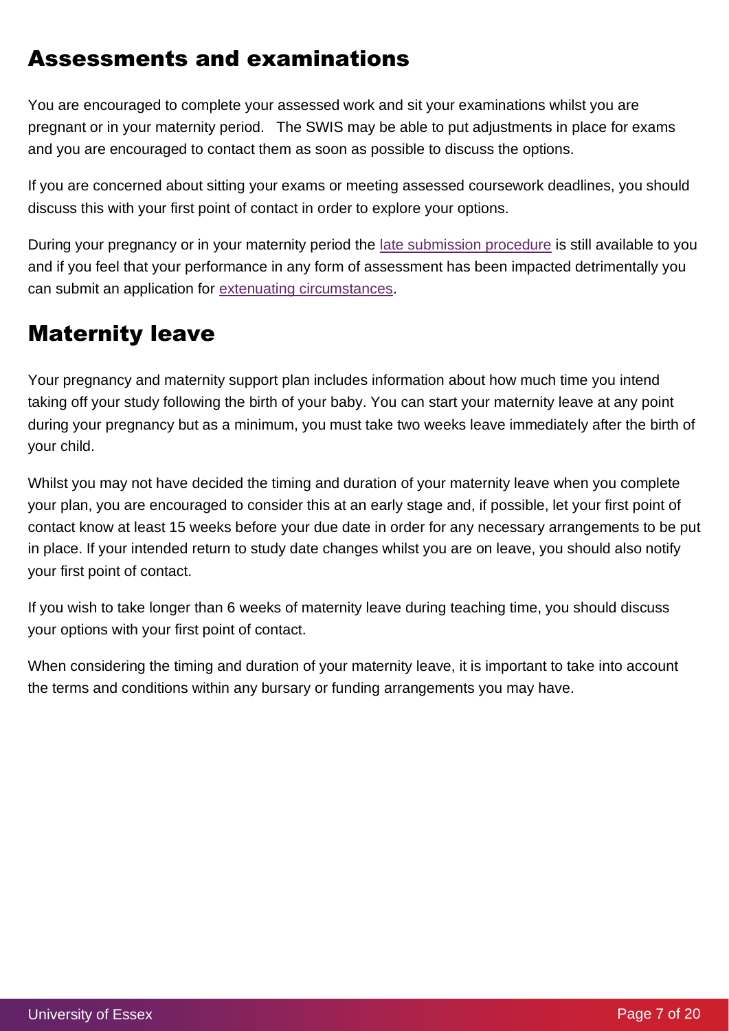## Assessments and examinations

You are encouraged to complete your assessed work and sit your examinations whilst you are pregnant or in your maternity period. The SWIS may be able to put adjustments in place for exams and you are encouraged to contact them as soon as possible to discuss the options.

If you are concerned about sitting your exams or meeting assessed coursework deadlines, you should discuss this with your first point of contact in order to explore your options.

During your pregnancy or in your maternity period the [late submission procedure]() is still available to you and if you feel that your performance in any form of assessment has been impacted detrimentally you can submit an application for [extenuating circumstances]().

## Maternity leave

Your pregnancy and maternity support plan includes information about how much time you intend taking off your study following the birth of your baby. You can start your maternity leave at any point during your pregnancy but as a minimum, you must take two weeks leave immediately after the birth of your child.

Whilst you may not have decided the timing and duration of your maternity leave when you complete your plan, you are encouraged to consider this at an early stage and, if possible, let your first point of contact know at least 15 weeks before your due date in order for any necessary arrangements to be put in place. If your intended return to study date changes whilst you are on leave, you should also notify your first point of contact.

If you wish to take longer than 6 weeks of maternity leave during teaching time, you should discuss your options with your first point of contact.

When considering the timing and duration of your maternity leave, it is important to take into account the terms and conditions within any bursary or funding arrangements you may have.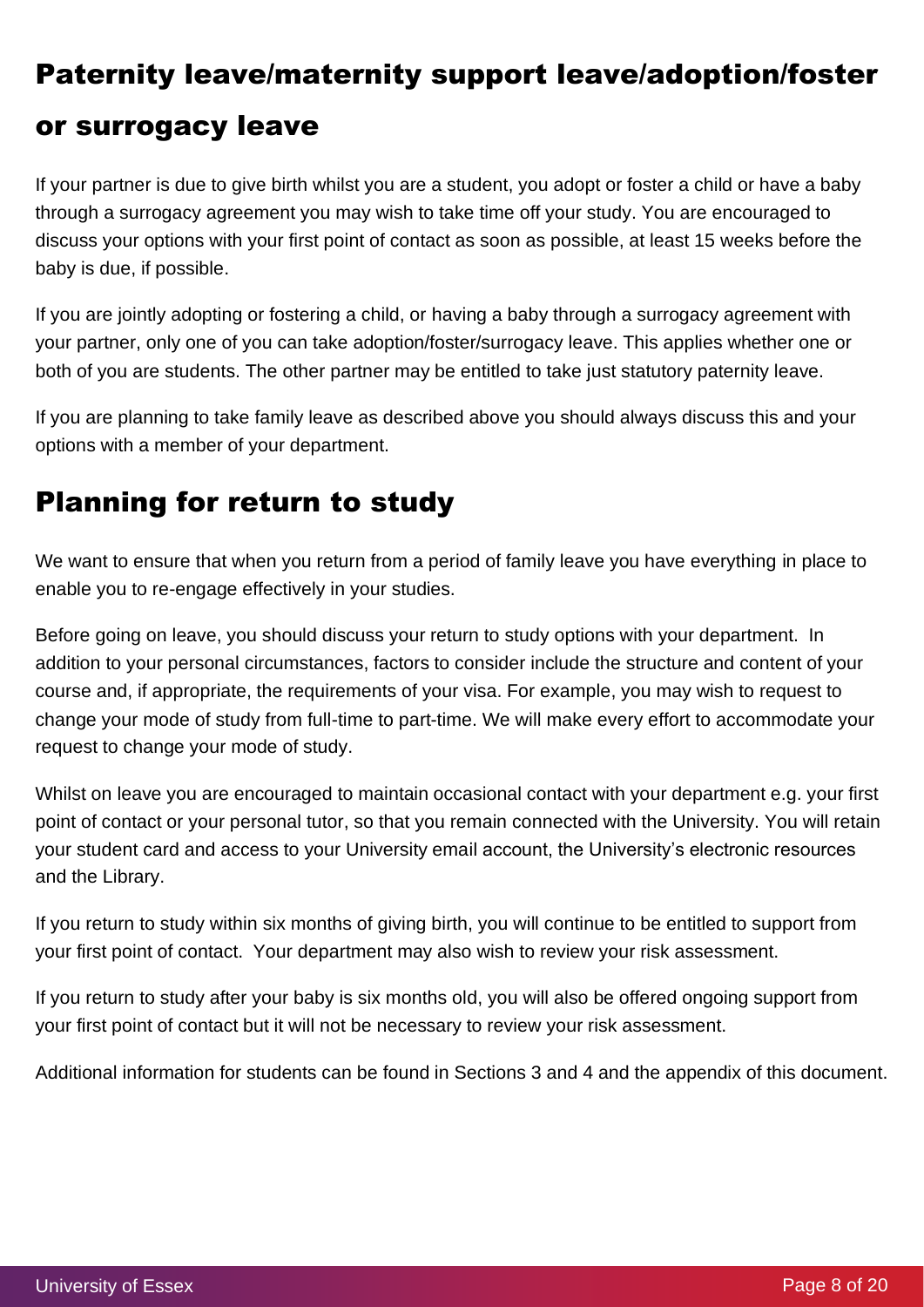## Paternity leave/maternity support leave/adoption/foster or surrogacy leave

If your partner is due to give birth whilst you are a student, you adopt or foster a child or have a baby through a surrogacy agreement you may wish to take time off your study. You are encouraged to discuss your options with your first point of contact as soon as possible, at least 15 weeks before the baby is due, if possible.

If you are jointly adopting or fostering a child, or having a baby through a surrogacy agreement with your partner, only one of you can take adoption/foster/surrogacy leave. This applies whether one or both of you are students. The other partner may be entitled to take just statutory paternity leave.

If you are planning to take family leave as described above you should always discuss this and your options with a member of your department.

## Planning for return to study

We want to ensure that when you return from a period of family leave you have everything in place to enable you to re-engage effectively in your studies.

Before going on leave, you should discuss your return to study options with your department. In addition to your personal circumstances, factors to consider include the structure and content of your course and, if appropriate, the requirements of your visa. For example, you may wish to request to change your mode of study from full-time to part-time. We will make every effort to accommodate your request to change your mode of study.

Whilst on leave you are encouraged to maintain occasional contact with your department e.g. your first point of contact or your personal tutor, so that you remain connected with the University. You will retain your student card and access to your University email account, the University's electronic resources and the Library.

If you return to study within six months of giving birth, you will continue to be entitled to support from your first point of contact. Your department may also wish to review your risk assessment.

If you return to study after your baby is six months old, you will also be offered ongoing support from your first point of contact but it will not be necessary to review your risk assessment.

Additional information for students can be found in Sections 3 and 4 and the appendix of this document.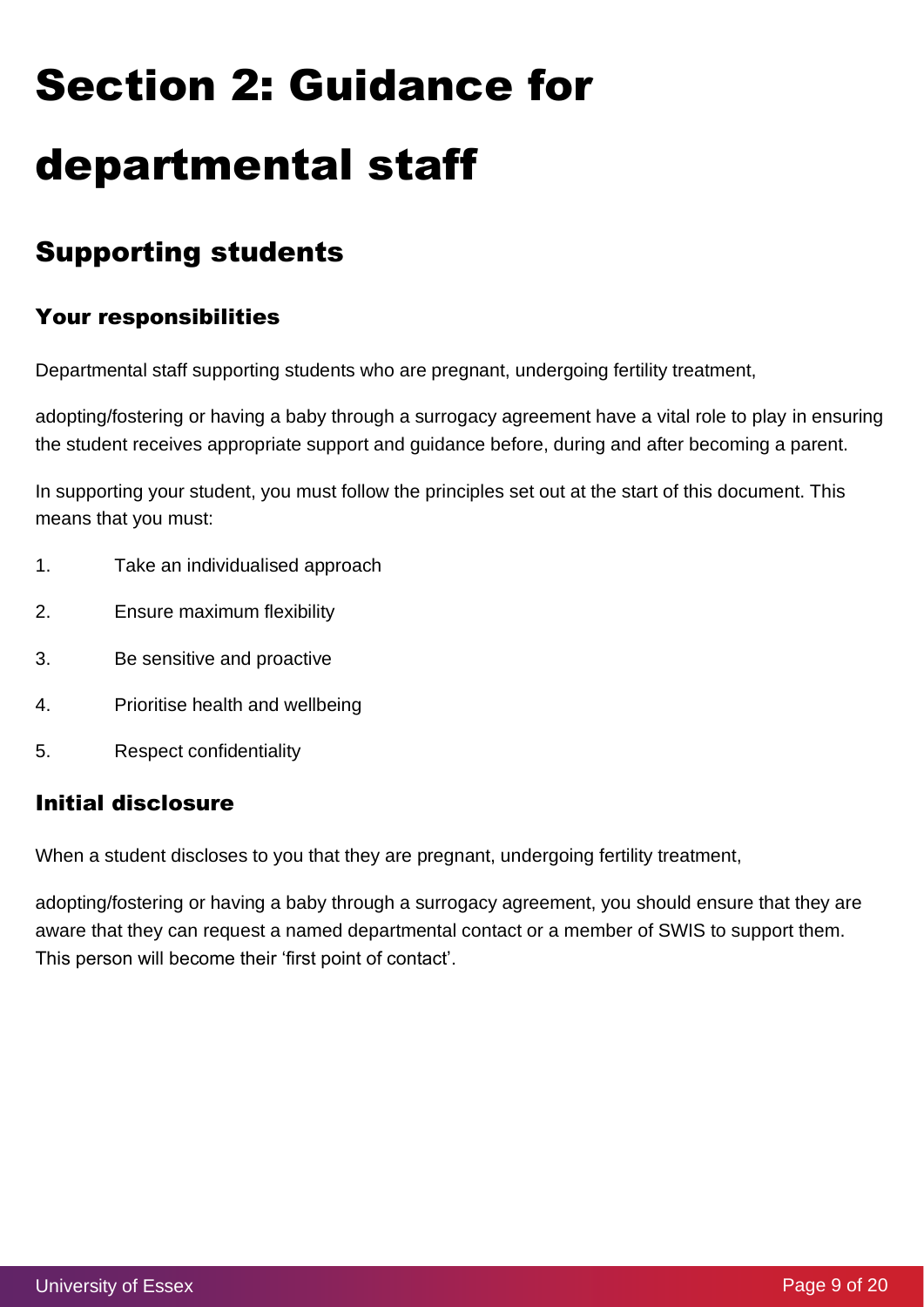# Section 2: Guidance for departmental staff

## Supporting students

### Your responsibilities

Departmental staff supporting students who are pregnant, undergoing fertility treatment, adopting/fostering or having a baby through a surrogacy agreement have a vital role to play in ensuring the student receives appropriate support and guidance before, during and after becoming a parent.

In supporting your student, you must follow the principles set out at the start of this document. This means that you must:

1. Take an individualised approach
2. Ensure maximum flexibility
3. Be sensitive and proactive
4. Prioritise health and wellbeing
5. Respect confidentiality

### Initial disclosure

When a student discloses to you that they are pregnant, undergoing fertility treatment, adopting/fostering or having a baby through a surrogacy agreement, you should ensure that they are aware that they can request a named departmental contact or a member of SWIS to support them. This person will become their 'first point of contact'.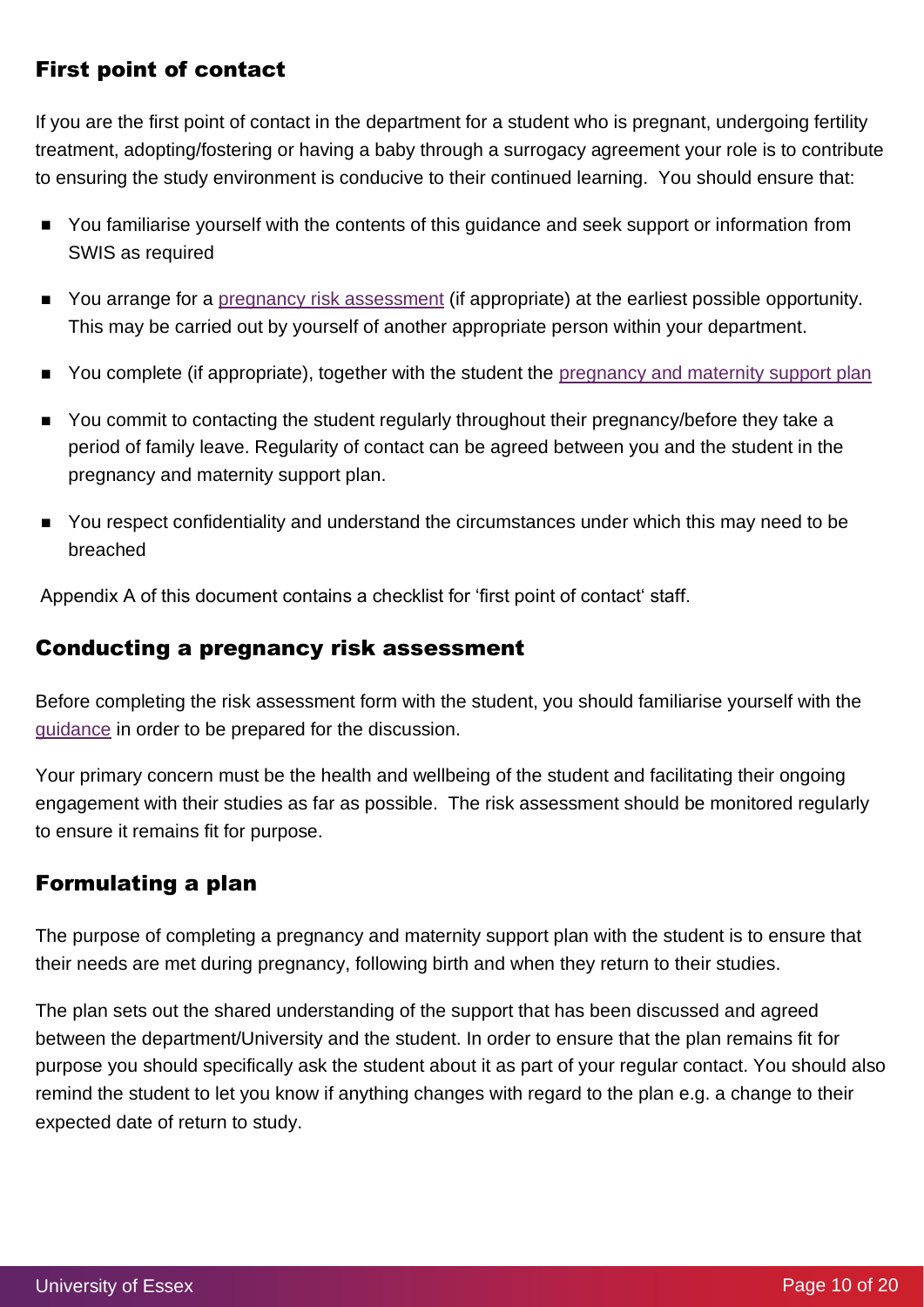## First point of contact

If you are the first point of contact in the department for a student who is pregnant, undergoing fertility treatment, adopting/fostering or having a baby through a surrogacy agreement your role is to contribute to ensuring the study environment is conducive to their continued learning. You should ensure that:

- You familiarise yourself with the contents of this guidance and seek support or information from SWIS as required
- You arrange for a pregnancy risk assessment (if appropriate) at the earliest possible opportunity. This may be carried out by yourself of another appropriate person within your department.
- You complete (if appropriate), together with the student the pregnancy and maternity support plan
- You commit to contacting the student regularly throughout their pregnancy/before they take a period of family leave. Regularity of contact can be agreed between you and the student in the pregnancy and maternity support plan.
- You respect confidentiality and understand the circumstances under which this may need to be breached

Appendix A of this document contains a checklist for 'first point of contact' staff.

## Conducting a pregnancy risk assessment

Before completing the risk assessment form with the student, you should familiarise yourself with the guidance in order to be prepared for the discussion.

Your primary concern must be the health and wellbeing of the student and facilitating their ongoing engagement with their studies as far as possible. The risk assessment should be monitored regularly to ensure it remains fit for purpose.

## Formulating a plan

The purpose of completing a pregnancy and maternity support plan with the student is to ensure that their needs are met during pregnancy, following birth and when they return to their studies.

The plan sets out the shared understanding of the support that has been discussed and agreed between the department/University and the student. In order to ensure that the plan remains fit for purpose you should specifically ask the student about it as part of your regular contact. You should also remind the student to let you know if anything changes with regard to the plan e.g. a change to their expected date of return to study.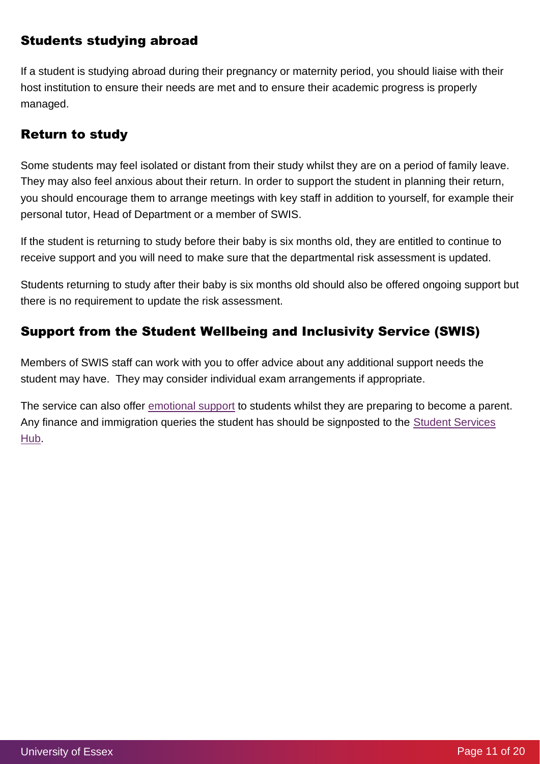## Students studying abroad

If a student is studying abroad during their pregnancy or maternity period, you should liaise with their host institution to ensure their needs are met and to ensure their academic progress is properly managed.

## Return to study

Some students may feel isolated or distant from their study whilst they are on a period of family leave. They may also feel anxious about their return. In order to support the student in planning their return, you should encourage them to arrange meetings with key staff in addition to yourself, for example their personal tutor, Head of Department or a member of SWIS.

If the student is returning to study before their baby is six months old, they are entitled to continue to receive support and you will need to make sure that the departmental risk assessment is updated.

Students returning to study after their baby is six months old should also be offered ongoing support but there is no requirement to update the risk assessment.

## Support from the Student Wellbeing and Inclusivity Service (SWIS)

Members of SWIS staff can work with you to offer advice about any additional support needs the student may have. They may consider individual exam arrangements if appropriate.

The service can also offer emotional support to students whilst they are preparing to become a parent. Any finance and immigration queries the student has should be signposted to the Student Services Hub.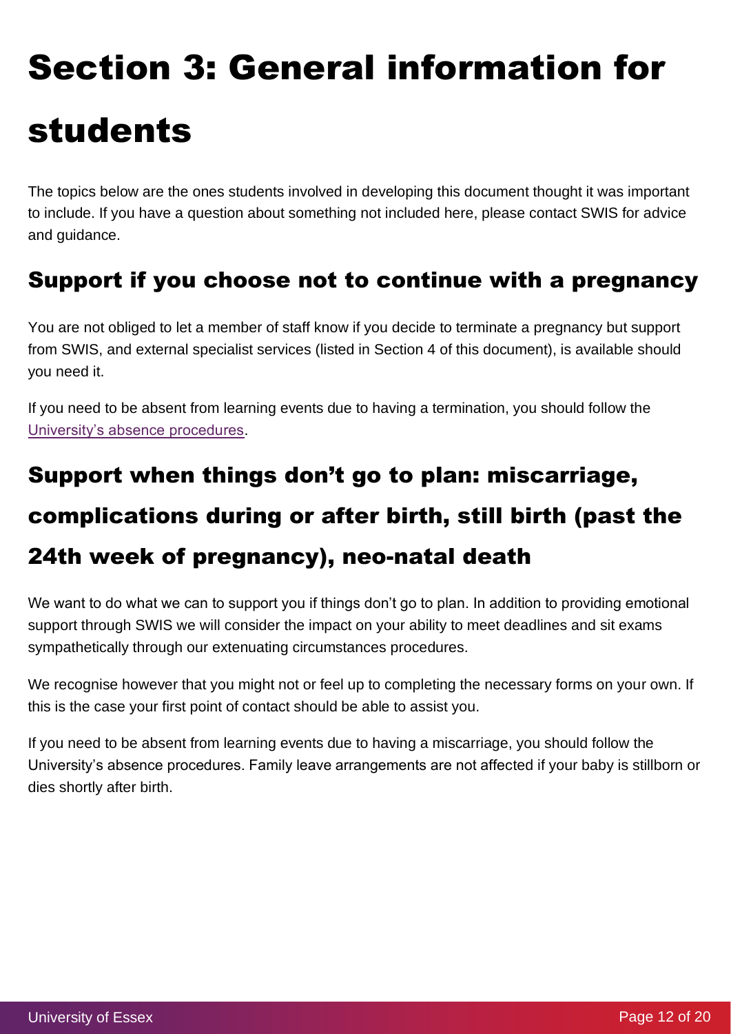# Section 3: General information for students

The topics below are the ones students involved in developing this document thought it was important to include. If you have a question about something not included here, please contact SWIS for advice and guidance.

## Support if you choose not to continue with a pregnancy

You are not obliged to let a member of staff know if you decide to terminate a pregnancy but support from SWIS, and external specialist services (listed in Section 4 of this document), is available should you need it.

If you need to be absent from learning events due to having a termination, you should follow the University's absence procedures.

## Support when things don't go to plan: miscarriage, complications during or after birth, still birth (past the 24th week of pregnancy), neo-natal death

We want to do what we can to support you if things don't go to plan. In addition to providing emotional support through SWIS we will consider the impact on your ability to meet deadlines and sit exams sympathetically through our extenuating circumstances procedures.

We recognise however that you might not or feel up to completing the necessary forms on your own. If this is the case your first point of contact should be able to assist you.

If you need to be absent from learning events due to having a miscarriage, you should follow the University's absence procedures. Family leave arrangements are not affected if your baby is stillborn or dies shortly after birth.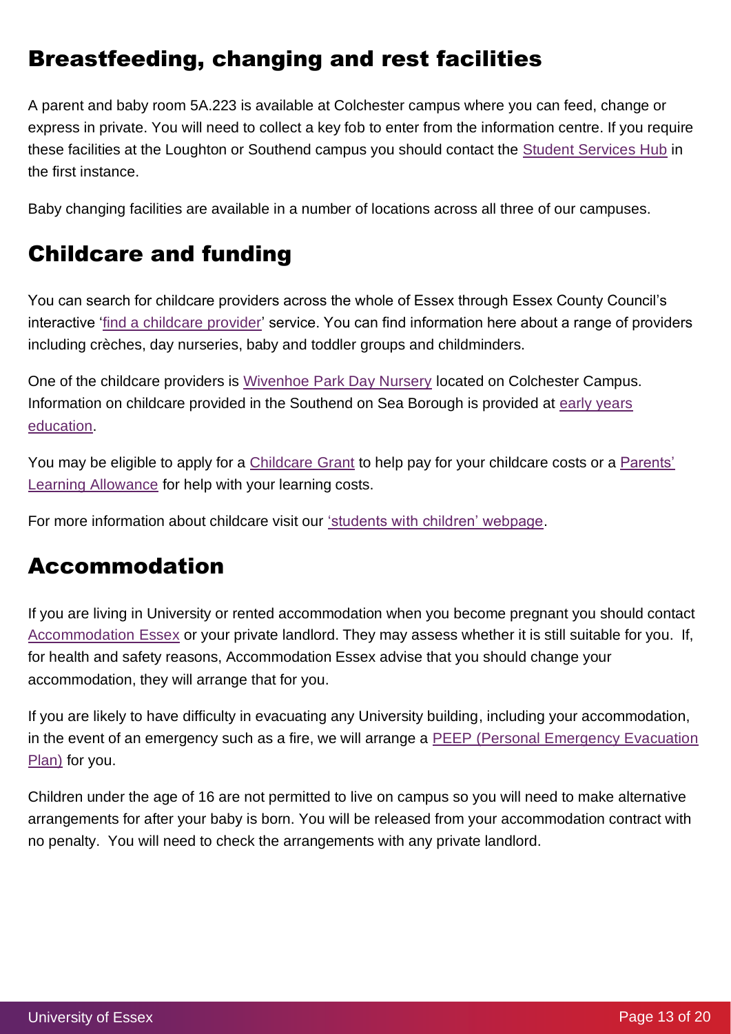## Breastfeeding, changing and rest facilities

A parent and baby room 5A.223 is available at Colchester campus where you can feed, change or express in private. You will need to collect a key fob to enter from the information centre. If you require these facilities at the Loughton or Southend campus you should contact the Student Services Hub in the first instance.

Baby changing facilities are available in a number of locations across all three of our campuses.

## Childcare and funding

You can search for childcare providers across the whole of Essex through Essex County Council's interactive 'find a childcare provider' service. You can find information here about a range of providers including crèches, day nurseries, baby and toddler groups and childminders.

One of the childcare providers is Wivenhoe Park Day Nursery located on Colchester Campus. Information on childcare provided in the Southend on Sea Borough is provided at early years education.

You may be eligible to apply for a Childcare Grant to help pay for your childcare costs or a Parents' Learning Allowance for help with your learning costs.

For more information about childcare visit our 'students with children' webpage.

## Accommodation

If you are living in University or rented accommodation when you become pregnant you should contact Accommodation Essex or your private landlord. They may assess whether it is still suitable for you. If, for health and safety reasons, Accommodation Essex advise that you should change your accommodation, they will arrange that for you.

If you are likely to have difficulty in evacuating any University building, including your accommodation, in the event of an emergency such as a fire, we will arrange a PEEP (Personal Emergency Evacuation Plan) for you.

Children under the age of 16 are not permitted to live on campus so you will need to make alternative arrangements for after your baby is born. You will be released from your accommodation contract with no penalty. You will need to check the arrangements with any private landlord.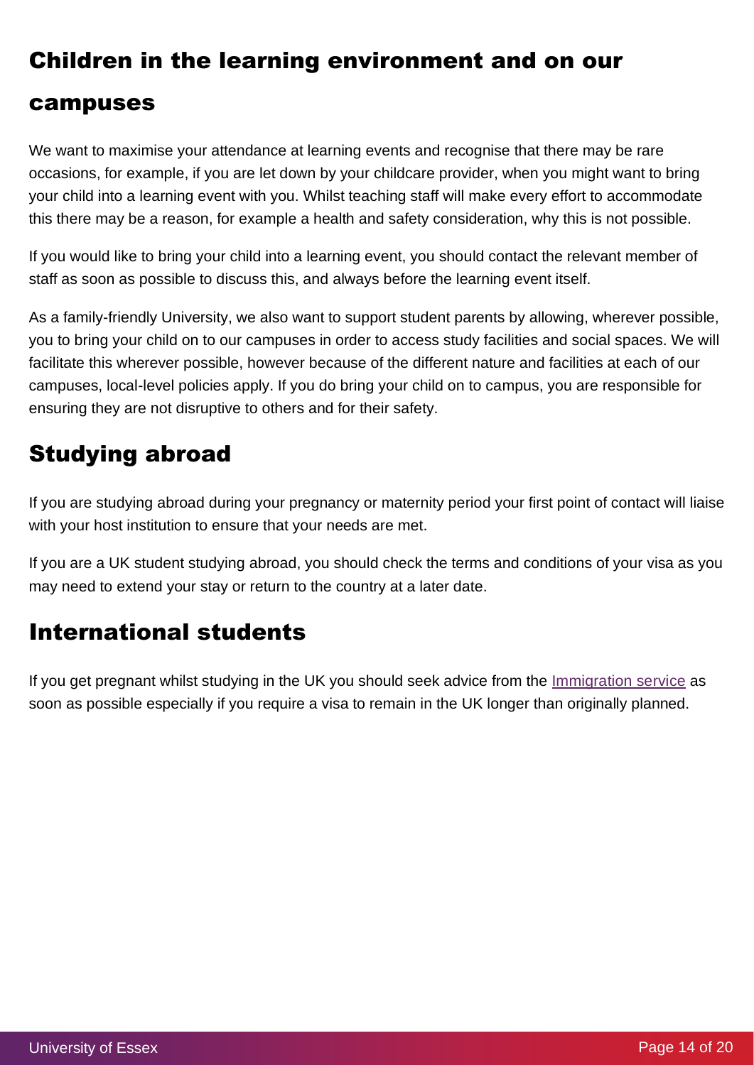## Children in the learning environment and on our campuses

We want to maximise your attendance at learning events and recognise that there may be rare occasions, for example, if you are let down by your childcare provider, when you might want to bring your child into a learning event with you. Whilst teaching staff will make every effort to accommodate this there may be a reason, for example a health and safety consideration, why this is not possible.

If you would like to bring your child into a learning event, you should contact the relevant member of staff as soon as possible to discuss this, and always before the learning event itself.

As a family-friendly University, we also want to support student parents by allowing, wherever possible, you to bring your child on to our campuses in order to access study facilities and social spaces. We will facilitate this wherever possible, however because of the different nature and facilities at each of our campuses, local-level policies apply. If you do bring your child on to campus, you are responsible for ensuring they are not disruptive to others and for their safety.

## Studying abroad

If you are studying abroad during your pregnancy or maternity period your first point of contact will liaise with your host institution to ensure that your needs are met.

If you are a UK student studying abroad, you should check the terms and conditions of your visa as you may need to extend your stay or return to the country at a later date.

## International students

If you get pregnant whilst studying in the UK you should seek advice from the Immigration service as soon as possible especially if you require a visa to remain in the UK longer than originally planned.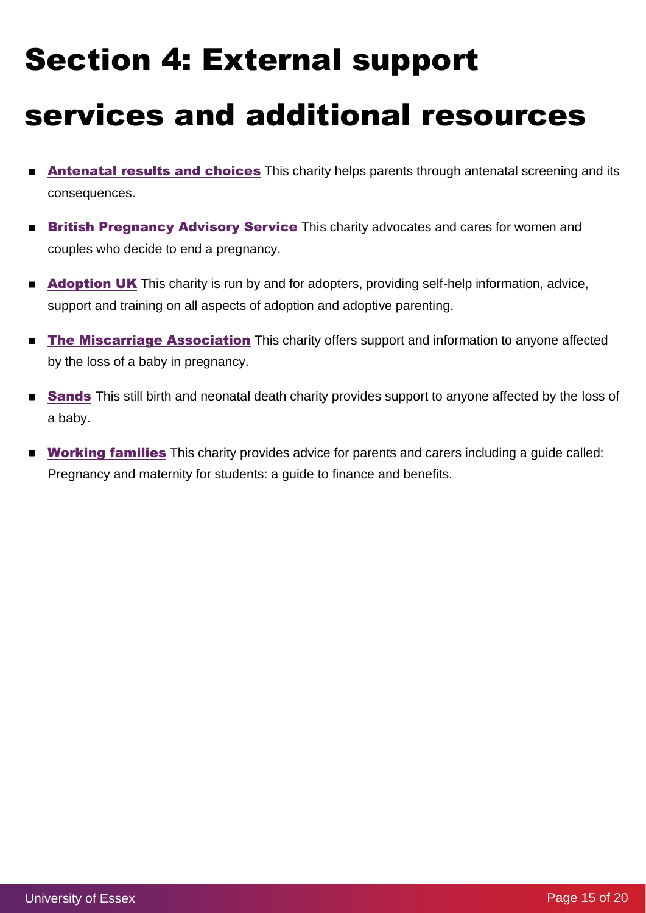# Section 4: External support services and additional resources

- **Antenatal results and choices** This charity helps parents through antenatal screening and its consequences.
- **British Pregnancy Advisory Service** This charity advocates and cares for women and couples who decide to end a pregnancy.
- **Adoption UK** This charity is run by and for adopters, providing self-help information, advice, support and training on all aspects of adoption and adoptive parenting.
- **The Miscarriage Association** This charity offers support and information to anyone affected by the loss of a baby in pregnancy.
- **Sands** This still birth and neonatal death charity provides support to anyone affected by the loss of a baby.
- **Working families** This charity provides advice for parents and carers including a guide called: Pregnancy and maternity for students: a guide to finance and benefits.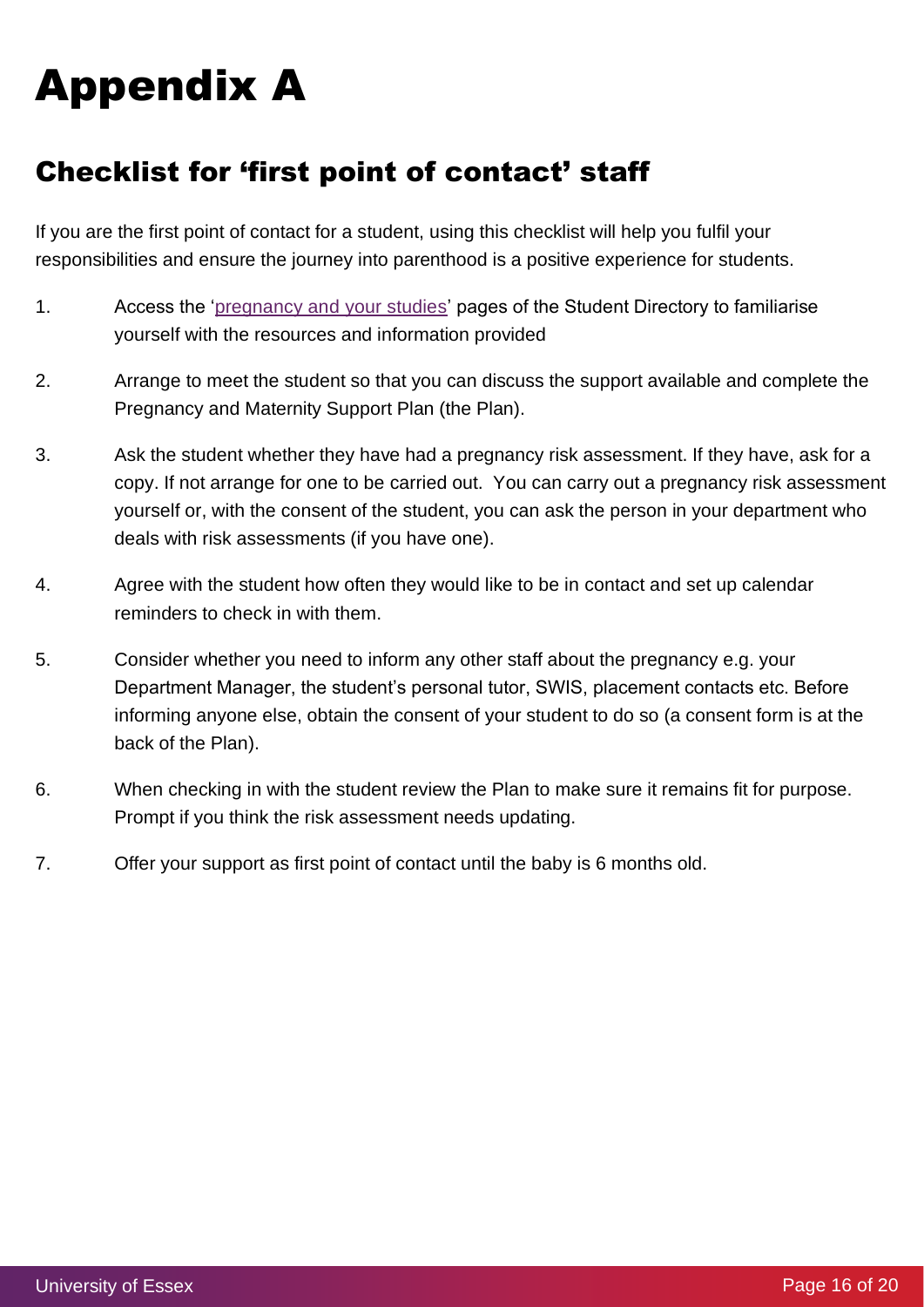# Appendix A

## Checklist for 'first point of contact' staff

If you are the first point of contact for a student, using this checklist will help you fulfil your responsibilities and ensure the journey into parenthood is a positive experience for students.

1. Access the 'pregnancy and your studies' pages of the Student Directory to familiarise yourself with the resources and information provided
2. Arrange to meet the student so that you can discuss the support available and complete the Pregnancy and Maternity Support Plan (the Plan).
3. Ask the student whether they have had a pregnancy risk assessment. If they have, ask for a copy. If not arrange for one to be carried out. You can carry out a pregnancy risk assessment yourself or, with the consent of the student, you can ask the person in your department who deals with risk assessments (if you have one).
4. Agree with the student how often they would like to be in contact and set up calendar reminders to check in with them.
5. Consider whether you need to inform any other staff about the pregnancy e.g. your Department Manager, the student's personal tutor, SWIS, placement contacts etc. Before informing anyone else, obtain the consent of your student to do so (a consent form is at the back of the Plan).
6. When checking in with the student review the Plan to make sure it remains fit for purpose. Prompt if you think the risk assessment needs updating.
7. Offer your support as first point of contact until the baby is 6 months old.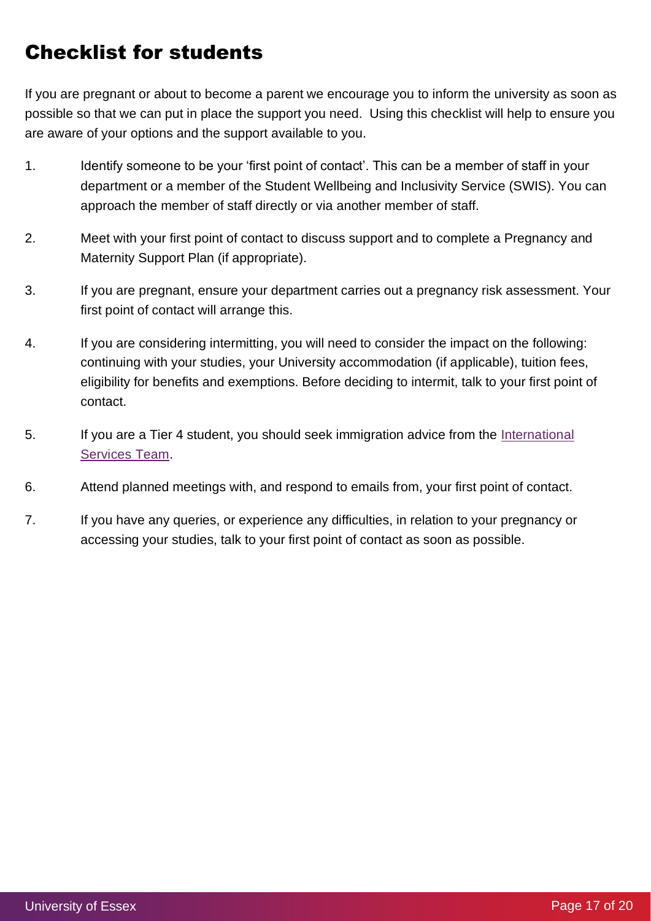# Checklist for students

If you are pregnant or about to become a parent we encourage you to inform the university as soon as possible so that we can put in place the support you need. Using this checklist will help to ensure you are aware of your options and the support available to you.

1. Identify someone to be your 'first point of contact'. This can be a member of staff in your department or a member of the Student Wellbeing and Inclusivity Service (SWIS). You can approach the member of staff directly or via another member of staff.
2. Meet with your first point of contact to discuss support and to complete a Pregnancy and Maternity Support Plan (if appropriate).
3. If you are pregnant, ensure your department carries out a pregnancy risk assessment. Your first point of contact will arrange this.
4. If you are considering intermitting, you will need to consider the impact on the following: continuing with your studies, your University accommodation (if applicable), tuition fees, eligibility for benefits and exemptions. Before deciding to intermit, talk to your first point of contact.
5. If you are a Tier 4 student, you should seek immigration advice from the International Services Team.
6. Attend planned meetings with, and respond to emails from, your first point of contact.
7. If you have any queries, or experience any difficulties, in relation to your pregnancy or accessing your studies, talk to your first point of contact as soon as possible.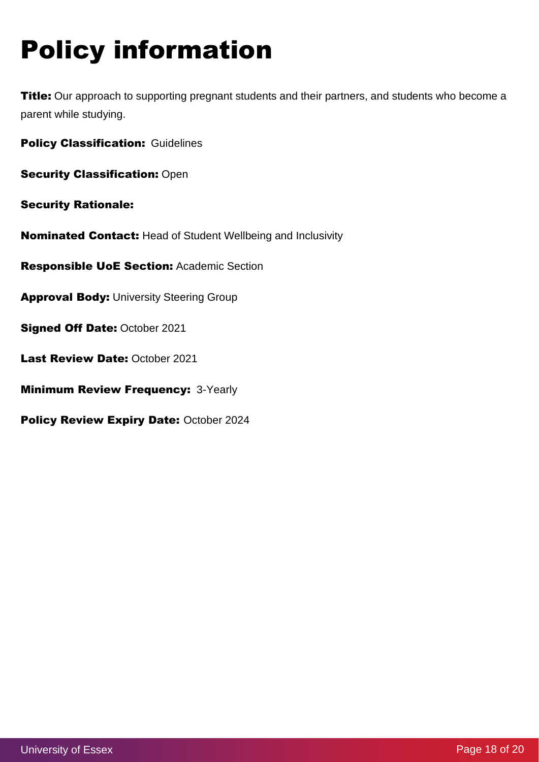# Policy information

**Title:** Our approach to supporting pregnant students and their partners, and students who become a parent while studying.

**Policy Classification:** Guidelines

**Security Classification:** Open

**Security Rationale:**

**Nominated Contact:** Head of Student Wellbeing and Inclusivity

**Responsible UoE Section:** Academic Section

**Approval Body:** University Steering Group

**Signed Off Date:** October 2021

**Last Review Date:** October 2021

**Minimum Review Frequency:** 3-Yearly

**Policy Review Expiry Date:** October 2024